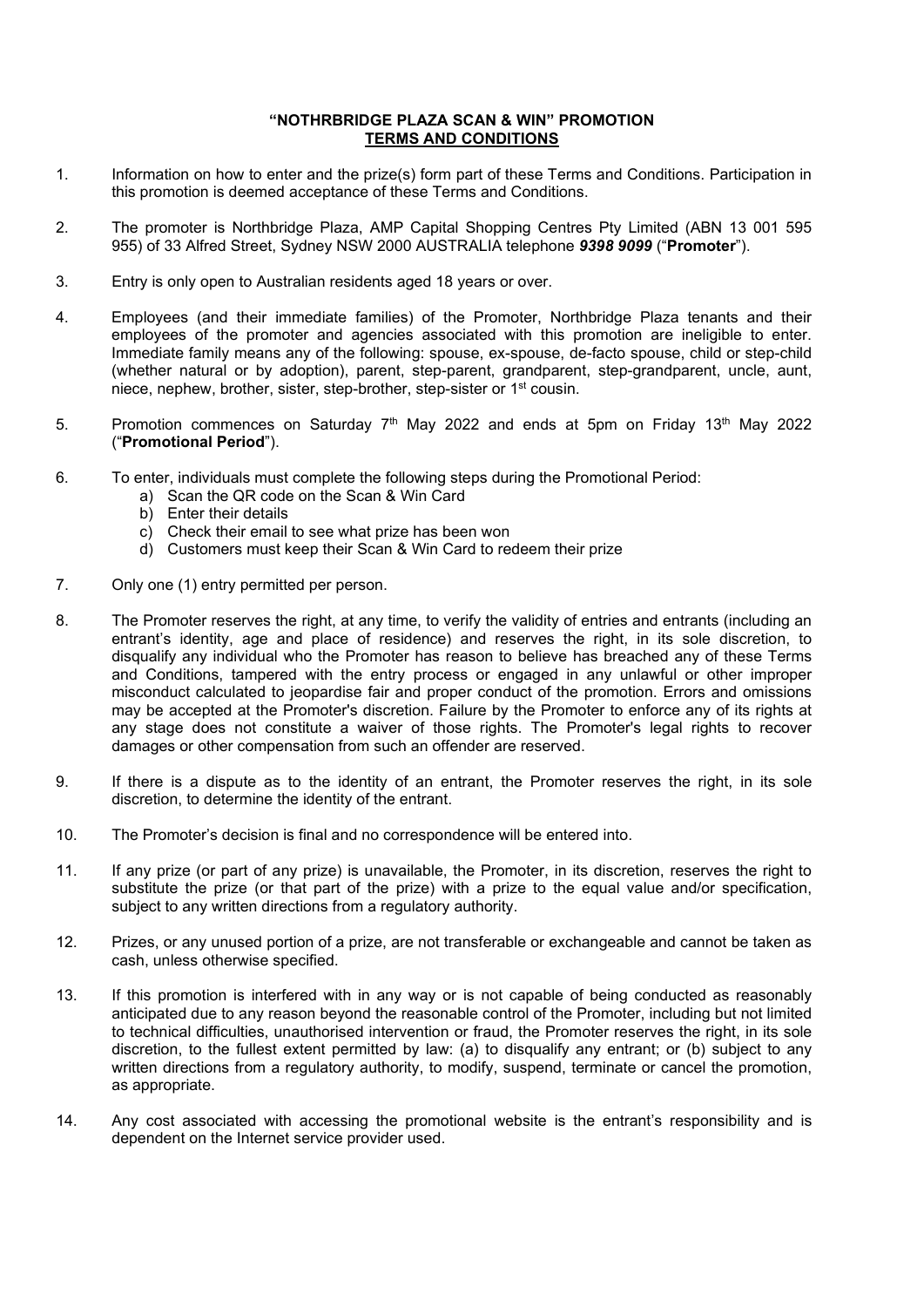**"NOTHRBRIDGE PLAZA SCAN & WIN" PROMOTION**
**TERMS AND CONDITIONS**

1. Information on how to enter and the prize(s) form part of these Terms and Conditions. Participation in this promotion is deemed acceptance of these Terms and Conditions.

2. The promoter is Northbridge Plaza, AMP Capital Shopping Centres Pty Limited (ABN 13 001 595 955) of 33 Alfred Street, Sydney NSW 2000 AUSTRALIA telephone ***9398 9099*** ("**Promoter**").

3. Entry is only open to Australian residents aged 18 years or over.

4. Employees (and their immediate families) of the Promoter, Northbridge Plaza tenants and their employees of the promoter and agencies associated with this promotion are ineligible to enter. Immediate family means any of the following: spouse, ex-spouse, de-facto spouse, child or step-child (whether natural or by adoption), parent, step-parent, grandparent, step-grandparent, uncle, aunt, niece, nephew, brother, sister, step-brother, step-sister or 1st cousin.

5. Promotion commences on Saturday 7th May 2022 and ends at 5pm on Friday 13th May 2022 ("**Promotional Period**").

6. To enter, individuals must complete the following steps during the Promotional Period:
   a) Scan the QR code on the Scan & Win Card
   b) Enter their details
   c) Check their email to see what prize has been won
   d) Customers must keep their Scan & Win Card to redeem their prize

7. Only one (1) entry permitted per person.

8. The Promoter reserves the right, at any time, to verify the validity of entries and entrants (including an entrant's identity, age and place of residence) and reserves the right, in its sole discretion, to disqualify any individual who the Promoter has reason to believe has breached any of these Terms and Conditions, tampered with the entry process or engaged in any unlawful or other improper misconduct calculated to jeopardise fair and proper conduct of the promotion. Errors and omissions may be accepted at the Promoter's discretion. Failure by the Promoter to enforce any of its rights at any stage does not constitute a waiver of those rights. The Promoter's legal rights to recover damages or other compensation from such an offender are reserved.

9. If there is a dispute as to the identity of an entrant, the Promoter reserves the right, in its sole discretion, to determine the identity of the entrant.

10. The Promoter's decision is final and no correspondence will be entered into.

11. If any prize (or part of any prize) is unavailable, the Promoter, in its discretion, reserves the right to substitute the prize (or that part of the prize) with a prize to the equal value and/or specification, subject to any written directions from a regulatory authority.

12. Prizes, or any unused portion of a prize, are not transferable or exchangeable and cannot be taken as cash, unless otherwise specified.

13. If this promotion is interfered with in any way or is not capable of being conducted as reasonably anticipated due to any reason beyond the reasonable control of the Promoter, including but not limited to technical difficulties, unauthorised intervention or fraud, the Promoter reserves the right, in its sole discretion, to the fullest extent permitted by law: (a) to disqualify any entrant; or (b) subject to any written directions from a regulatory authority, to modify, suspend, terminate or cancel the promotion, as appropriate.

14. Any cost associated with accessing the promotional website is the entrant's responsibility and is dependent on the Internet service provider used.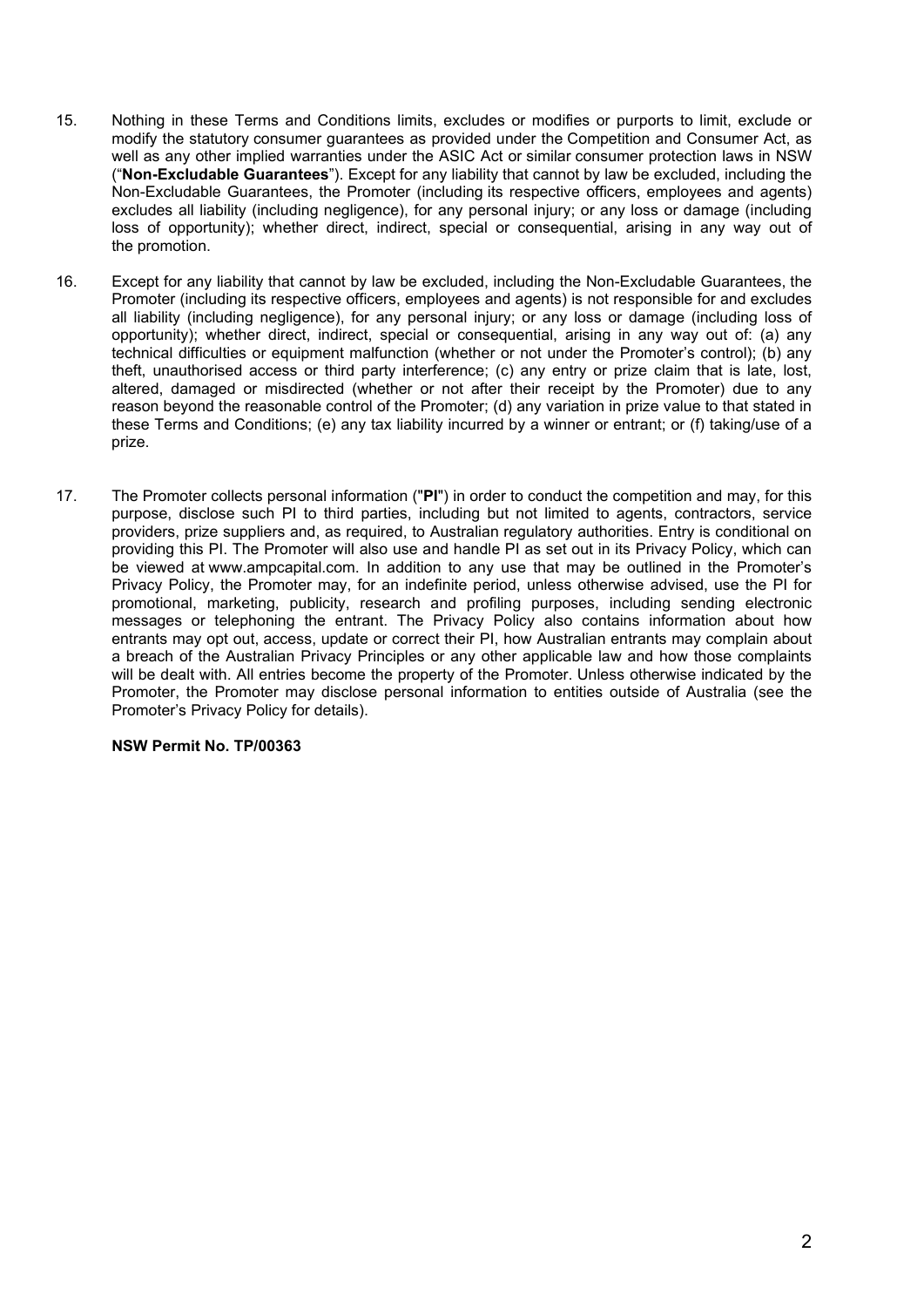15. Nothing in these Terms and Conditions limits, excludes or modifies or purports to limit, exclude or modify the statutory consumer guarantees as provided under the Competition and Consumer Act, as well as any other implied warranties under the ASIC Act or similar consumer protection laws in NSW ("**Non-Excludable Guarantees**"). Except for any liability that cannot by law be excluded, including the Non-Excludable Guarantees, the Promoter (including its respective officers, employees and agents) excludes all liability (including negligence), for any personal injury; or any loss or damage (including loss of opportunity); whether direct, indirect, special or consequential, arising in any way out of the promotion.

16. Except for any liability that cannot by law be excluded, including the Non-Excludable Guarantees, the Promoter (including its respective officers, employees and agents) is not responsible for and excludes all liability (including negligence), for any personal injury; or any loss or damage (including loss of opportunity); whether direct, indirect, special or consequential, arising in any way out of: (a) any technical difficulties or equipment malfunction (whether or not under the Promoter's control); (b) any theft, unauthorised access or third party interference; (c) any entry or prize claim that is late, lost, altered, damaged or misdirected (whether or not after their receipt by the Promoter) due to any reason beyond the reasonable control of the Promoter; (d) any variation in prize value to that stated in these Terms and Conditions; (e) any tax liability incurred by a winner or entrant; or (f) taking/use of a prize.

17. The Promoter collects personal information ("**PI**") in order to conduct the competition and may, for this purpose, disclose such PI to third parties, including but not limited to agents, contractors, service providers, prize suppliers and, as required, to Australian regulatory authorities. Entry is conditional on providing this PI. The Promoter will also use and handle PI as set out in its Privacy Policy, which can be viewed at www.ampcapital.com. In addition to any use that may be outlined in the Promoter's Privacy Policy, the Promoter may, for an indefinite period, unless otherwise advised, use the PI for promotional, marketing, publicity, research and profiling purposes, including sending electronic messages or telephoning the entrant. The Privacy Policy also contains information about how entrants may opt out, access, update or correct their PI, how Australian entrants may complain about a breach of the Australian Privacy Principles or any other applicable law and how those complaints will be dealt with. All entries become the property of the Promoter. Unless otherwise indicated by the Promoter, the Promoter may disclose personal information to entities outside of Australia (see the Promoter's Privacy Policy for details).

**NSW Permit No. TP/00363**